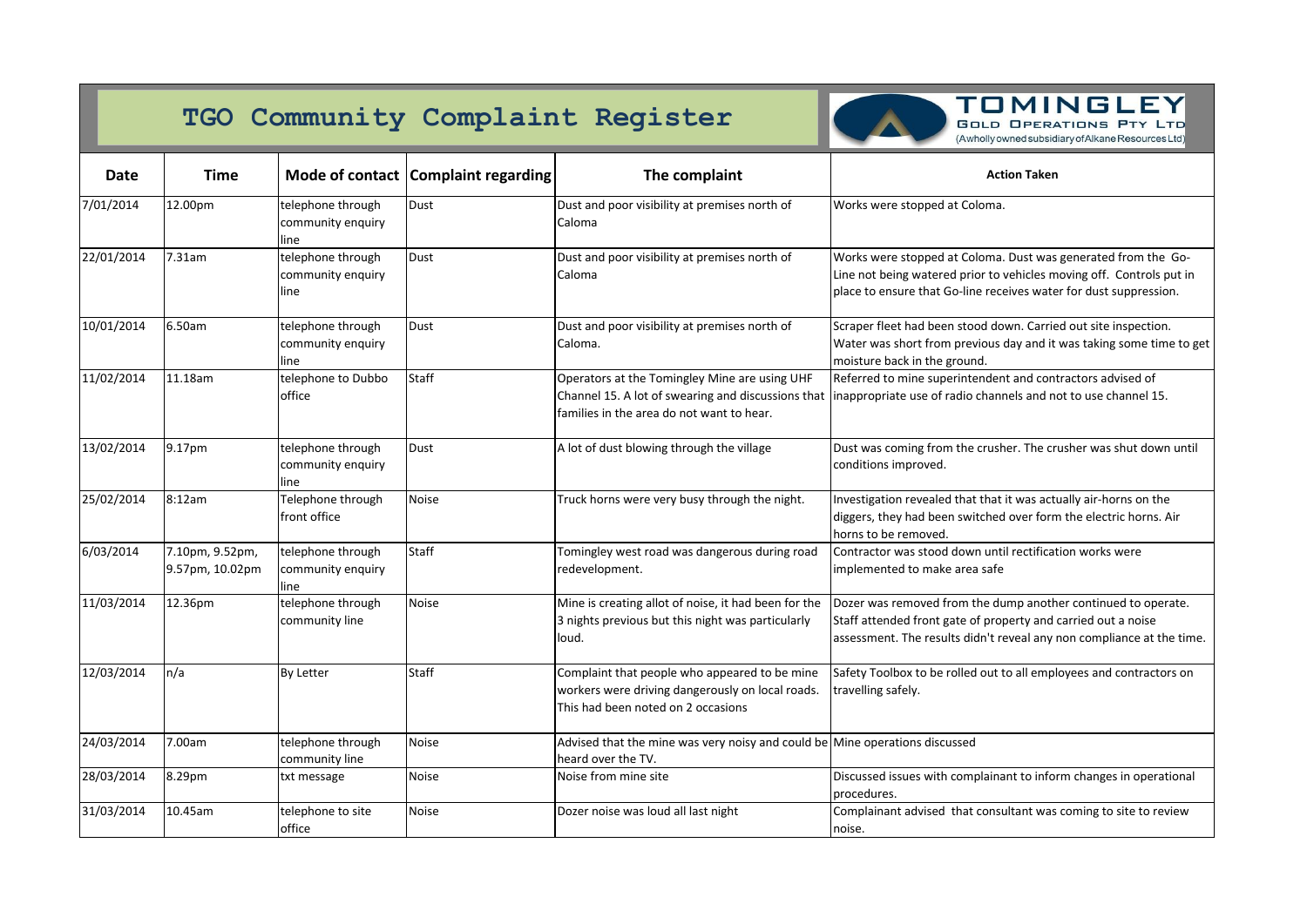# TGO Community Complaint Register

**TOMINGLEY GOLD OPERATIONS PTY LTD**
(A wholly owned subsidiary of Alkane Resources Ltd)

| Date | Time | Mode of contact | Complaint regarding | The complaint | Action Taken |
|---|---|---|---|---|---|
| 7/01/2014 | 12.00pm | telephone through community enquiry line | Dust | Dust and poor visibility at premises north of Caloma | Works were stopped at Coloma. |
| 22/01/2014 | 7.31am | telephone through community enquiry line | Dust | Dust and poor visibility at premises north of Caloma | Works were stopped at Coloma. Dust was generated from the Go-Line not being watered prior to vehicles moving off. Controls put in place to ensure that Go-line receives water for dust suppression. |
| 10/01/2014 | 6.50am | telephone through community enquiry line | Dust | Dust and poor visibility at premises north of Caloma. | Scraper fleet had been stood down. Carried out site inspection. Water was short from previous day and it was taking some time to get moisture back in the ground. |
| 11/02/2014 | 11.18am | telephone to Dubbo office | Staff | Operators at the Tomingley Mine are using UHF Channel 15. A lot of swearing and discussions that families in the area do not want to hear. | Referred to mine superintendent and contractors advised of inappropriate use of radio channels and not to use channel 15. |
| 13/02/2014 | 9.17pm | telephone through community enquiry line | Dust | A lot of dust blowing through the village | Dust was coming from the crusher. The crusher was shut down until conditions improved. |
| 25/02/2014 | 8:12am | Telephone through front office | Noise | Truck horns were very busy through the night. | Investigation revealed that that it was actually air-horns on the diggers, they had been switched over form the electric horns. Air horns to be removed. |
| 6/03/2014 | 7.10pm, 9.52pm, 9.57pm, 10.02pm | telephone through community enquiry line | Staff | Tomingley west road was dangerous during road redevelopment. | Contractor was stood down until rectification works were implemented to make area safe |
| 11/03/2014 | 12.36pm | telephone through community line | Noise | Mine is creating allot of noise, it had been for the 3 nights previous but this night was particularly loud. | Dozer was removed from the dump another continued to operate. Staff attended front gate of property and carried out a noise assessment. The results didn't reveal any non compliance at the time. |
| 12/03/2014 | n/a | By Letter | Staff | Complaint that people who appeared to be mine workers were driving dangerously on local roads. This had been noted on 2 occasions | Safety Toolbox to be rolled out to all employees and contractors on travelling safely. |
| 24/03/2014 | 7.00am | telephone through community line | Noise | Advised that the mine was very noisy and could be heard over the TV. | Mine operations discussed |
| 28/03/2014 | 8.29pm | txt message | Noise | Noise from mine site | Discussed issues with complainant to inform changes in operational procedures. |
| 31/03/2014 | 10.45am | telephone to site office | Noise | Dozer noise was loud all last night | Complainant advised that consultant was coming to site to review noise. |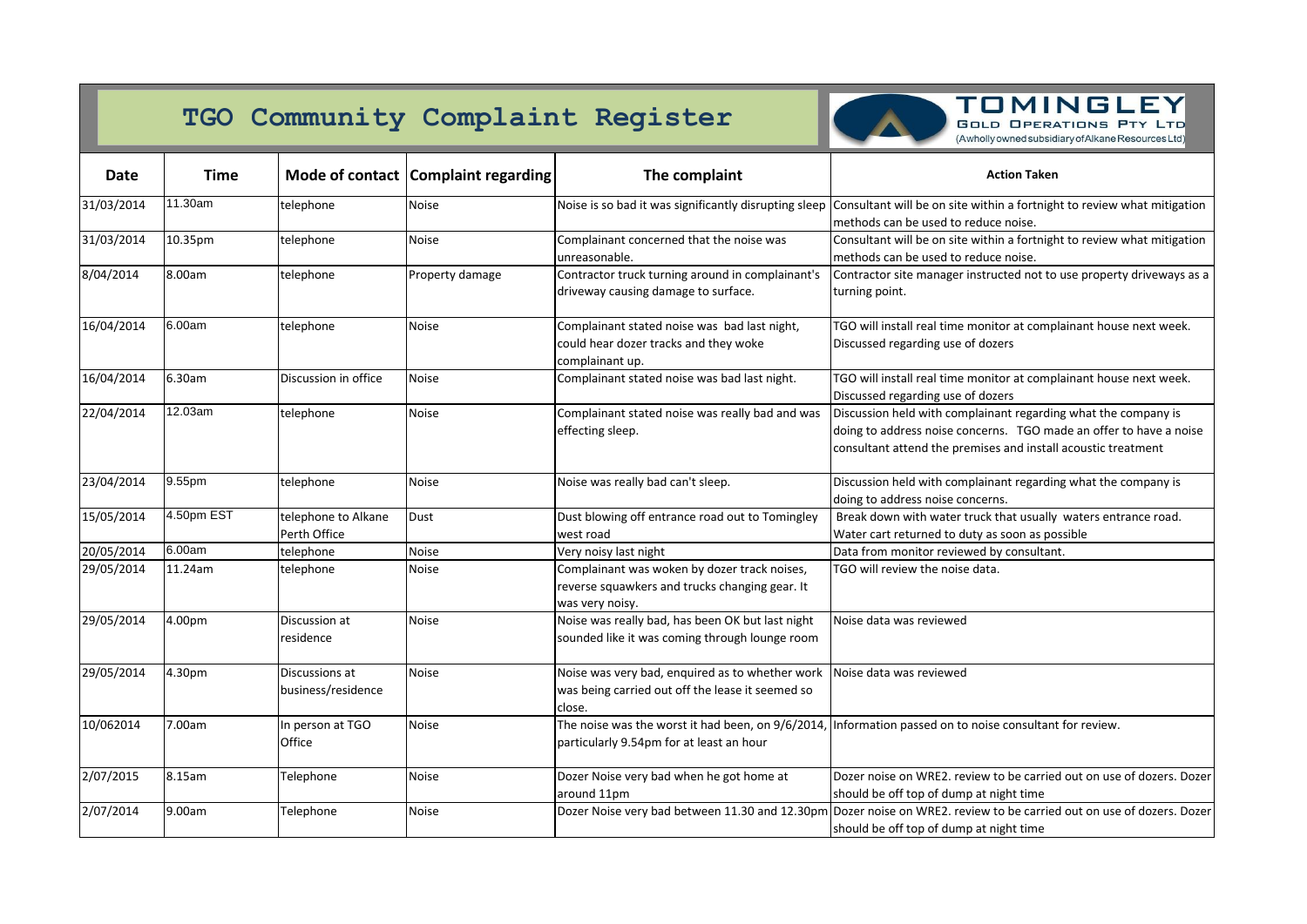# TGO Community Complaint Register

TOMINGLEY GOLD OPERATIONS PTY LTD (A wholly owned subsidiary of Alkane Resources Ltd)

| Date | Time | Mode of contact | Complaint regarding | The complaint | Action Taken |
|---|---|---|---|---|---|
| 31/03/2014 | 11.30am | telephone | Noise | Noise is so bad it was significantly disrupting sleep | Consultant will be on site within a fortnight to review what mitigation methods can be used to reduce noise. |
| 31/03/2014 | 10.35pm | telephone | Noise | Complainant concerned that the noise was unreasonable. | Consultant will be on site within a fortnight to review what mitigation methods can be used to reduce noise. |
| 8/04/2014 | 8.00am | telephone | Property damage | Contractor truck turning around in complainant's driveway causing damage to surface. | Contractor site manager instructed not to use property driveways as a turning point. |
| 16/04/2014 | 6.00am | telephone | Noise | Complainant stated noise was bad last night, could hear dozer tracks and they woke complainant up. | TGO will install real time monitor at complainant house next week. Discussed regarding use of dozers |
| 16/04/2014 | 6.30am | Discussion in office | Noise | Complainant stated noise was bad last night. | TGO will install real time monitor at complainant house next week. Discussed regarding use of dozers |
| 22/04/2014 | 12.03am | telephone | Noise | Complainant stated noise was really bad and was effecting sleep. | Discussion held with complainant regarding what the company is doing to address noise concerns. TGO made an offer to have a noise consultant attend the premises and install acoustic treatment |
| 23/04/2014 | 9.55pm | telephone | Noise | Noise was really bad can't sleep. | Discussion held with complainant regarding what the company is doing to address noise concerns. |
| 15/05/2014 | 4.50pm EST | telephone to Alkane Perth Office | Dust | Dust blowing off entrance road out to Tomingley west road | Break down with water truck that usually waters entrance road. Water cart returned to duty as soon as possible |
| 20/05/2014 | 6.00am | telephone | Noise | Very noisy last night | Data from monitor reviewed by consultant. |
| 29/05/2014 | 11.24am | telephone | Noise | Complainant was woken by dozer track noises, reverse squawkers and trucks changing gear. It was very noisy. | TGO will review the noise data. |
| 29/05/2014 | 4.00pm | Discussion at residence | Noise | Noise was really bad, has been OK but last night sounded like it was coming through lounge room | Noise data was reviewed |
| 29/05/2014 | 4.30pm | Discussions at business/residence | Noise | Noise was very bad, enquired as to whether work was being carried out off the lease it seemed so close. | Noise data was reviewed |
| 10/062014 | 7.00am | In person at TGO Office | Noise | The noise was the worst it had been, on 9/6/2014, particularly 9.54pm for at least an hour | Information passed on to noise consultant for review. |
| 2/07/2015 | 8.15am | Telephone | Noise | Dozer Noise very bad when he got home at around 11pm | Dozer noise on WRE2. review to be carried out on use of dozers. Dozer should be off top of dump at night time |
| 2/07/2014 | 9.00am | Telephone | Noise | Dozer Noise very bad between 11.30 and 12.30pm | Dozer noise on WRE2. review to be carried out on use of dozers. Dozer should be off top of dump at night time |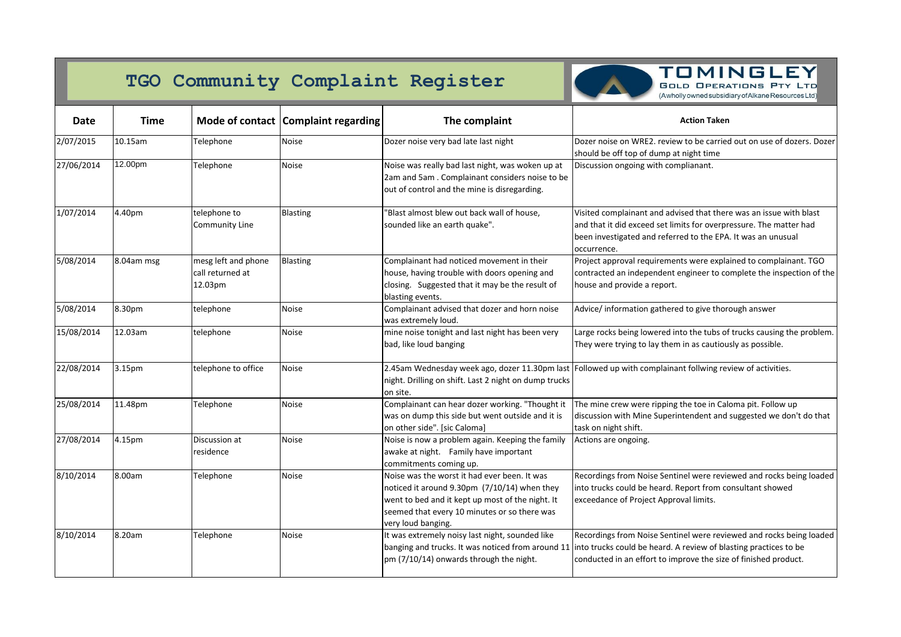# TGO Community Complaint Register

TOMINGLEY GOLD OPERATIONS PTY LTD
(A wholly owned subsidiary of Alkane Resources Ltd)

| Date | Time | Mode of contact | Complaint regarding | The complaint | Action Taken |
|---|---|---|---|---|---|
| 2/07/2015 | 10.15am | Telephone | Noise | Dozer noise very bad late last night | Dozer noise on WRE2. review to be carried out on use of dozers. Dozer should be off top of dump at night time |
| 27/06/2014 | 12.00pm | Telephone | Noise | Noise was really bad last night, was woken up at 2am and 5am . Complainant considers noise to be out of control and the mine is disregarding. | Discussion ongoing with complianant. |
| 1/07/2014 | 4.40pm | telephone to Community Line | Blasting | "Blast almost blew out back wall of house, sounded like an earth quake". | Visited complainant and advised that there was an issue with blast and that it did exceed set limits for overpressure. The matter had been investigated and referred to the EPA. It was an unusual occurrence. |
| 5/08/2014 | 8.04am msg | mesg left and phone call returned at 12.03pm | Blasting | Complainant had noticed movement in their house, having trouble with doors opening and closing. Suggested that it may be the result of blasting events. | Project approval requirements were explained to complainant. TGO contracted an independent engineer to complete the inspection of the house and provide a report. |
| 5/08/2014 | 8.30pm | telephone | Noise | Complainant advised that dozer and horn noise was extremely loud. | Advice/ information gathered to give thorough answer |
| 15/08/2014 | 12.03am | telephone | Noise | mine noise tonight and last night has been very bad, like loud banging | Large rocks being lowered into the tubs of trucks causing the problem. They were trying to lay them in as cautiously as possible. |
| 22/08/2014 | 3.15pm | telephone to office | Noise | 2.45am Wednesday week ago, dozer 11.30pm last night. Drilling on shift. Last 2 night on dump trucks on site. | Followed up with complainant follwing review of activities. |
| 25/08/2014 | 11.48pm | Telephone | Noise | Complainant can hear dozer working. "Thought it was on dump this side but went outside and it is on other side". [sic Caloma] | The mine crew were ripping the toe in Caloma pit. Follow up discussion with Mine Superintendent and suggested we don't do that task on night shift. |
| 27/08/2014 | 4.15pm | Discussion at residence | Noise | Noise is now a problem again. Keeping the family awake at night. Family have important commitments coming up. | Actions are ongoing. |
| 8/10/2014 | 8.00am | Telephone | Noise | Noise was the worst it had ever been. It was noticed it around 9.30pm (7/10/14) when they went to bed and it kept up most of the night. It seemed that every 10 minutes or so there was very loud banging. | Recordings from Noise Sentinel were reviewed and rocks being loaded into trucks could be heard. Report from consultant showed exceedance of Project Approval limits. |
| 8/10/2014 | 8.20am | Telephone | Noise | It was extremely noisy last night, sounded like banging and trucks. It was noticed from around 11 pm (7/10/14) onwards through the night. | Recordings from Noise Sentinel were reviewed and rocks being loaded into trucks could be heard. A review of blasting practices to be conducted in an effort to improve the size of finished product. |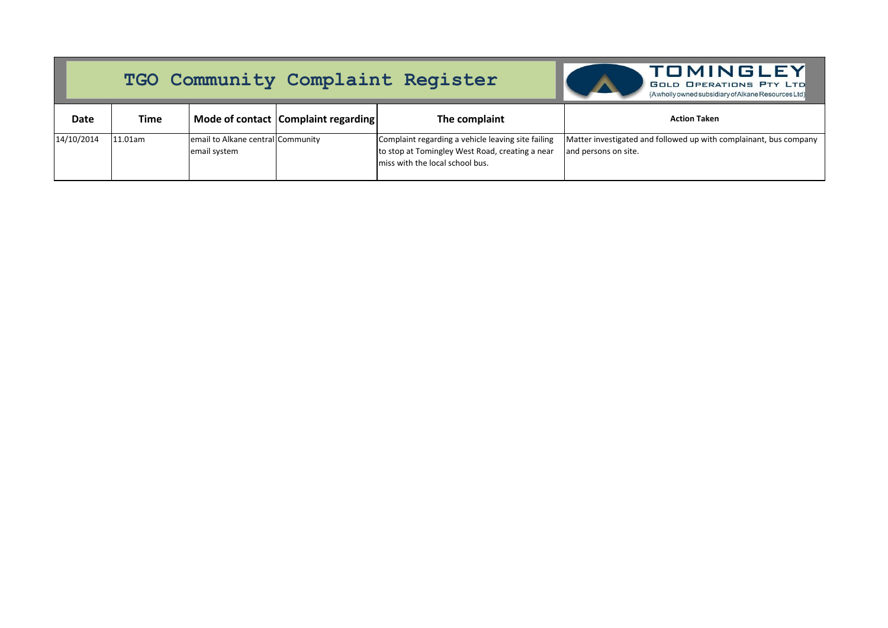# TGO Community Complaint Register

**TOMINGLEY**
GOLD OPERATIONS PTY LTD
(A wholly owned subsidiary of Alkane Resources Ltd)

| Date | Time | Mode of contact | Complaint regarding | The complaint | Action Taken |
|---|---|---|---|---|---|
| 14/10/2014 | 11.01am | email to Alkane central email system | Community | Complaint regarding a vehicle leaving site failing to stop at Tomingley West Road, creating a near miss with the local school bus. | Matter investigated and followed up with complainant, bus company and persons on site. |